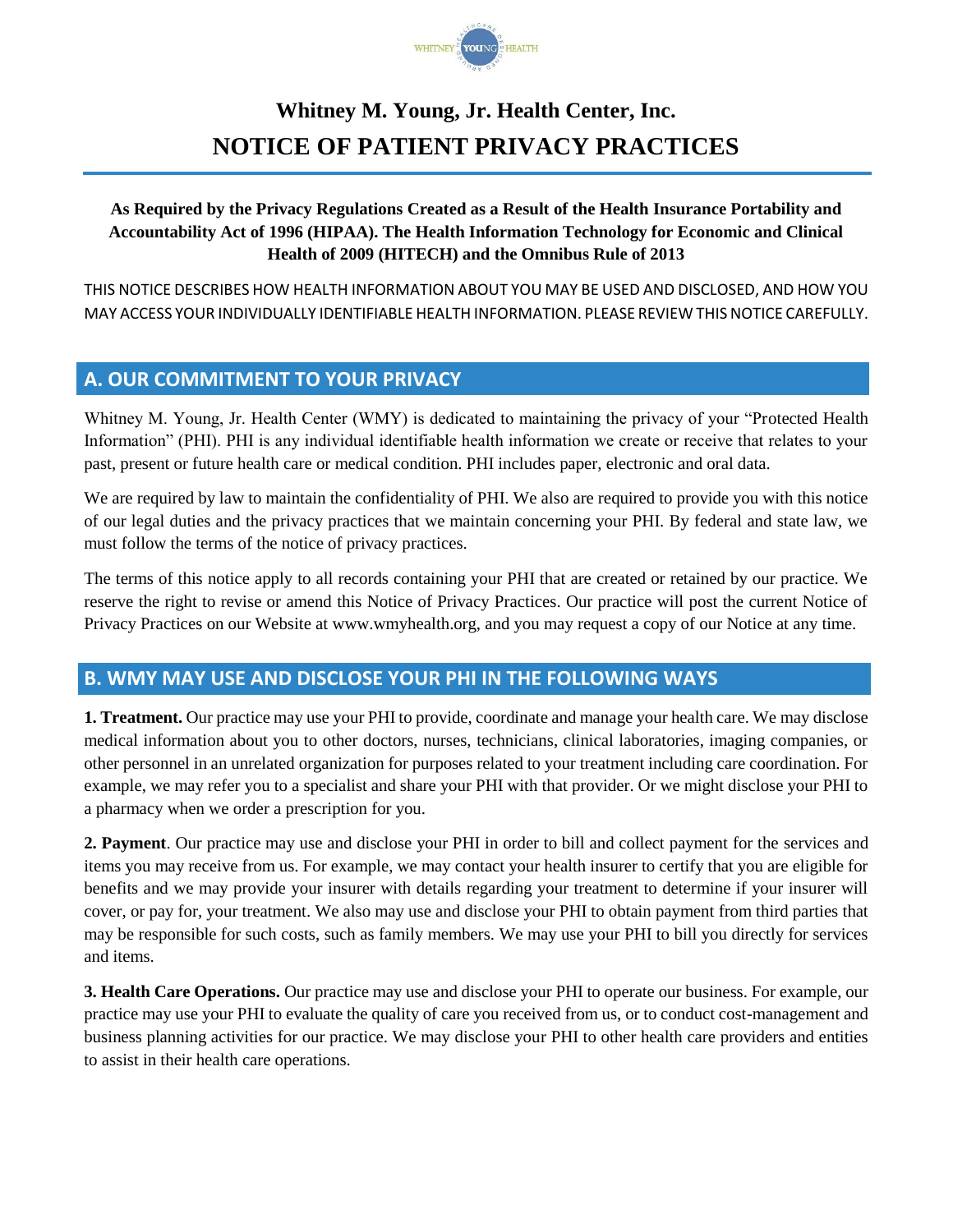# Whitney M. Young, Jr. Health Center, Inc.

# NOTICE OF PATIENT PRIVACY PRACTICES

**As Required by the Privacy Regulations Created as a Result of the Health Insurance Portability and Accountability Act of 1996 (HIPAA). The Health Information Technology for Economic and Clinical Health of 2009 (HITECH) and the Omnibus Rule of 2013**

THIS NOTICE DESCRIBES HOW HEALTH INFORMATION ABOUT YOU MAY BE USED AND DISCLOSED, AND HOW YOU MAY ACCESS YOUR INDIVIDUALLY IDENTIFIABLE HEALTH INFORMATION. PLEASE REVIEW THIS NOTICE CAREFULLY.

## A. OUR COMMITMENT TO YOUR PRIVACY

Whitney M. Young, Jr. Health Center (WMY) is dedicated to maintaining the privacy of your "Protected Health Information" (PHI). PHI is any individual identifiable health information we create or receive that relates to your past, present or future health care or medical condition. PHI includes paper, electronic and oral data.

We are required by law to maintain the confidentiality of PHI. We also are required to provide you with this notice of our legal duties and the privacy practices that we maintain concerning your PHI. By federal and state law, we must follow the terms of the notice of privacy practices.

The terms of this notice apply to all records containing your PHI that are created or retained by our practice. We reserve the right to revise or amend this Notice of Privacy Practices. Our practice will post the current Notice of Privacy Practices on our Website at www.wmyhealth.org, and you may request a copy of our Notice at any time.

## B. WMY MAY USE AND DISCLOSE YOUR PHI IN THE FOLLOWING WAYS

**1. Treatment.** Our practice may use your PHI to provide, coordinate and manage your health care. We may disclose medical information about you to other doctors, nurses, technicians, clinical laboratories, imaging companies, or other personnel in an unrelated organization for purposes related to your treatment including care coordination. For example, we may refer you to a specialist and share your PHI with that provider. Or we might disclose your PHI to a pharmacy when we order a prescription for you.

**2. Payment**. Our practice may use and disclose your PHI in order to bill and collect payment for the services and items you may receive from us. For example, we may contact your health insurer to certify that you are eligible for benefits and we may provide your insurer with details regarding your treatment to determine if your insurer will cover, or pay for, your treatment. We also may use and disclose your PHI to obtain payment from third parties that may be responsible for such costs, such as family members. We may use your PHI to bill you directly for services and items.

**3. Health Care Operations.** Our practice may use and disclose your PHI to operate our business. For example, our practice may use your PHI to evaluate the quality of care you received from us, or to conduct cost-management and business planning activities for our practice. We may disclose your PHI to other health care providers and entities to assist in their health care operations.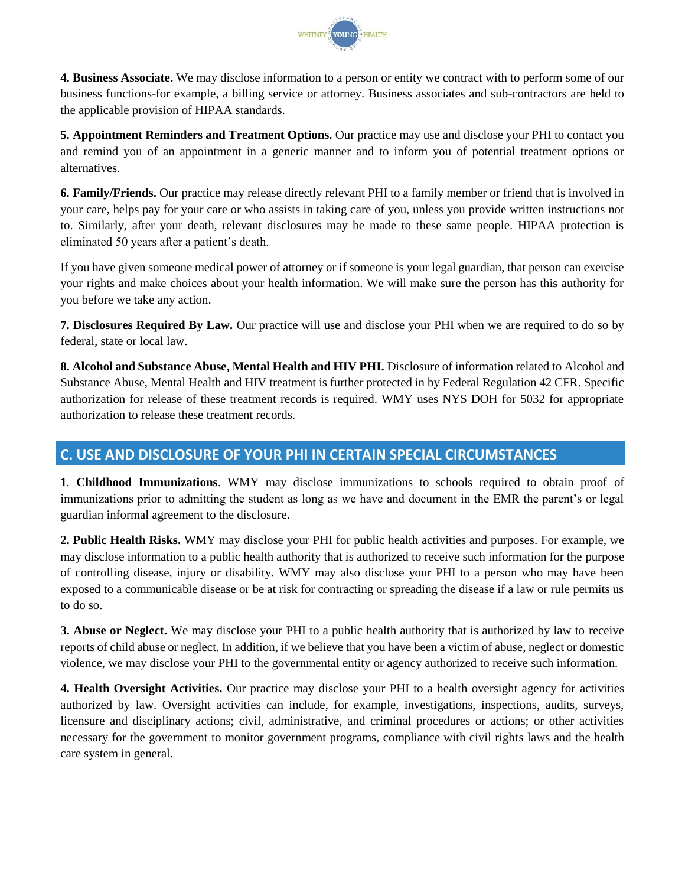**4. Business Associate.** We may disclose information to a person or entity we contract with to perform some of our business functions-for example, a billing service or attorney. Business associates and sub-contractors are held to the applicable provision of HIPAA standards.

**5. Appointment Reminders and Treatment Options.** Our practice may use and disclose your PHI to contact you and remind you of an appointment in a generic manner and to inform you of potential treatment options or alternatives.

**6. Family/Friends.** Our practice may release directly relevant PHI to a family member or friend that is involved in your care, helps pay for your care or who assists in taking care of you, unless you provide written instructions not to. Similarly, after your death, relevant disclosures may be made to these same people. HIPAA protection is eliminated 50 years after a patient's death.

If you have given someone medical power of attorney or if someone is your legal guardian, that person can exercise your rights and make choices about your health information. We will make sure the person has this authority for you before we take any action.

**7. Disclosures Required By Law.** Our practice will use and disclose your PHI when we are required to do so by federal, state or local law.

**8. Alcohol and Substance Abuse, Mental Health and HIV PHI.** Disclosure of information related to Alcohol and Substance Abuse, Mental Health and HIV treatment is further protected in by Federal Regulation 42 CFR. Specific authorization for release of these treatment records is required. WMY uses NYS DOH for 5032 for appropriate authorization to release these treatment records.

## C. USE AND DISCLOSURE OF YOUR PHI IN CERTAIN SPECIAL CIRCUMSTANCES

**1**. **Childhood Immunizations**. WMY may disclose immunizations to schools required to obtain proof of immunizations prior to admitting the student as long as we have and document in the EMR the parent's or legal guardian informal agreement to the disclosure.

**2. Public Health Risks.** WMY may disclose your PHI for public health activities and purposes. For example, we may disclose information to a public health authority that is authorized to receive such information for the purpose of controlling disease, injury or disability. WMY may also disclose your PHI to a person who may have been exposed to a communicable disease or be at risk for contracting or spreading the disease if a law or rule permits us to do so.

**3. Abuse or Neglect.** We may disclose your PHI to a public health authority that is authorized by law to receive reports of child abuse or neglect. In addition, if we believe that you have been a victim of abuse, neglect or domestic violence, we may disclose your PHI to the governmental entity or agency authorized to receive such information.

**4. Health Oversight Activities.** Our practice may disclose your PHI to a health oversight agency for activities authorized by law. Oversight activities can include, for example, investigations, inspections, audits, surveys, licensure and disciplinary actions; civil, administrative, and criminal procedures or actions; or other activities necessary for the government to monitor government programs, compliance with civil rights laws and the health care system in general.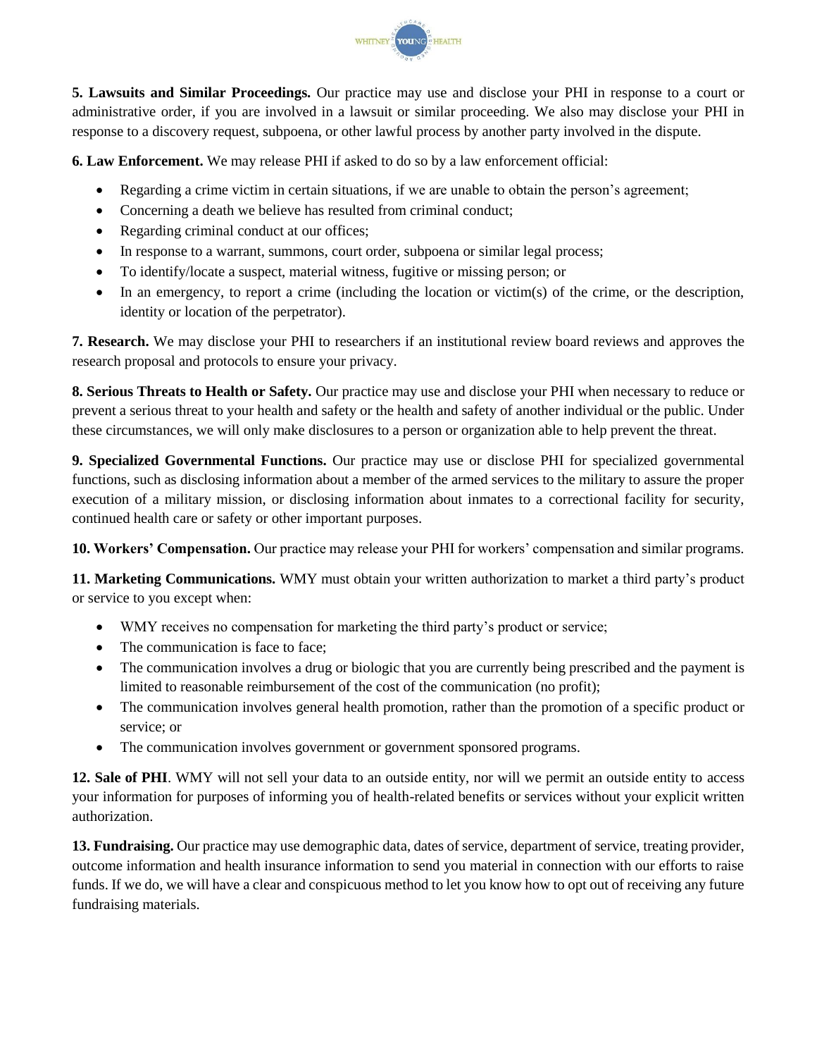**5. Lawsuits and Similar Proceedings.** Our practice may use and disclose your PHI in response to a court or administrative order, if you are involved in a lawsuit or similar proceeding. We also may disclose your PHI in response to a discovery request, subpoena, or other lawful process by another party involved in the dispute.

**6. Law Enforcement.** We may release PHI if asked to do so by a law enforcement official:

- Regarding a crime victim in certain situations, if we are unable to obtain the person's agreement;
- Concerning a death we believe has resulted from criminal conduct;
- Regarding criminal conduct at our offices;
- In response to a warrant, summons, court order, subpoena or similar legal process;
- To identify/locate a suspect, material witness, fugitive or missing person; or
- In an emergency, to report a crime (including the location or victim(s) of the crime, or the description, identity or location of the perpetrator).

**7. Research.** We may disclose your PHI to researchers if an institutional review board reviews and approves the research proposal and protocols to ensure your privacy.

**8. Serious Threats to Health or Safety.** Our practice may use and disclose your PHI when necessary to reduce or prevent a serious threat to your health and safety or the health and safety of another individual or the public. Under these circumstances, we will only make disclosures to a person or organization able to help prevent the threat.

**9. Specialized Governmental Functions.** Our practice may use or disclose PHI for specialized governmental functions, such as disclosing information about a member of the armed services to the military to assure the proper execution of a military mission, or disclosing information about inmates to a correctional facility for security, continued health care or safety or other important purposes.

**10. Workers' Compensation.** Our practice may release your PHI for workers' compensation and similar programs.

**11. Marketing Communications.** WMY must obtain your written authorization to market a third party's product or service to you except when:

- WMY receives no compensation for marketing the third party's product or service;
- The communication is face to face;
- The communication involves a drug or biologic that you are currently being prescribed and the payment is limited to reasonable reimbursement of the cost of the communication (no profit);
- The communication involves general health promotion, rather than the promotion of a specific product or service; or
- The communication involves government or government sponsored programs.

**12. Sale of PHI**. WMY will not sell your data to an outside entity, nor will we permit an outside entity to access your information for purposes of informing you of health-related benefits or services without your explicit written authorization.

**13. Fundraising.** Our practice may use demographic data, dates of service, department of service, treating provider, outcome information and health insurance information to send you material in connection with our efforts to raise funds. If we do, we will have a clear and conspicuous method to let you know how to opt out of receiving any future fundraising materials.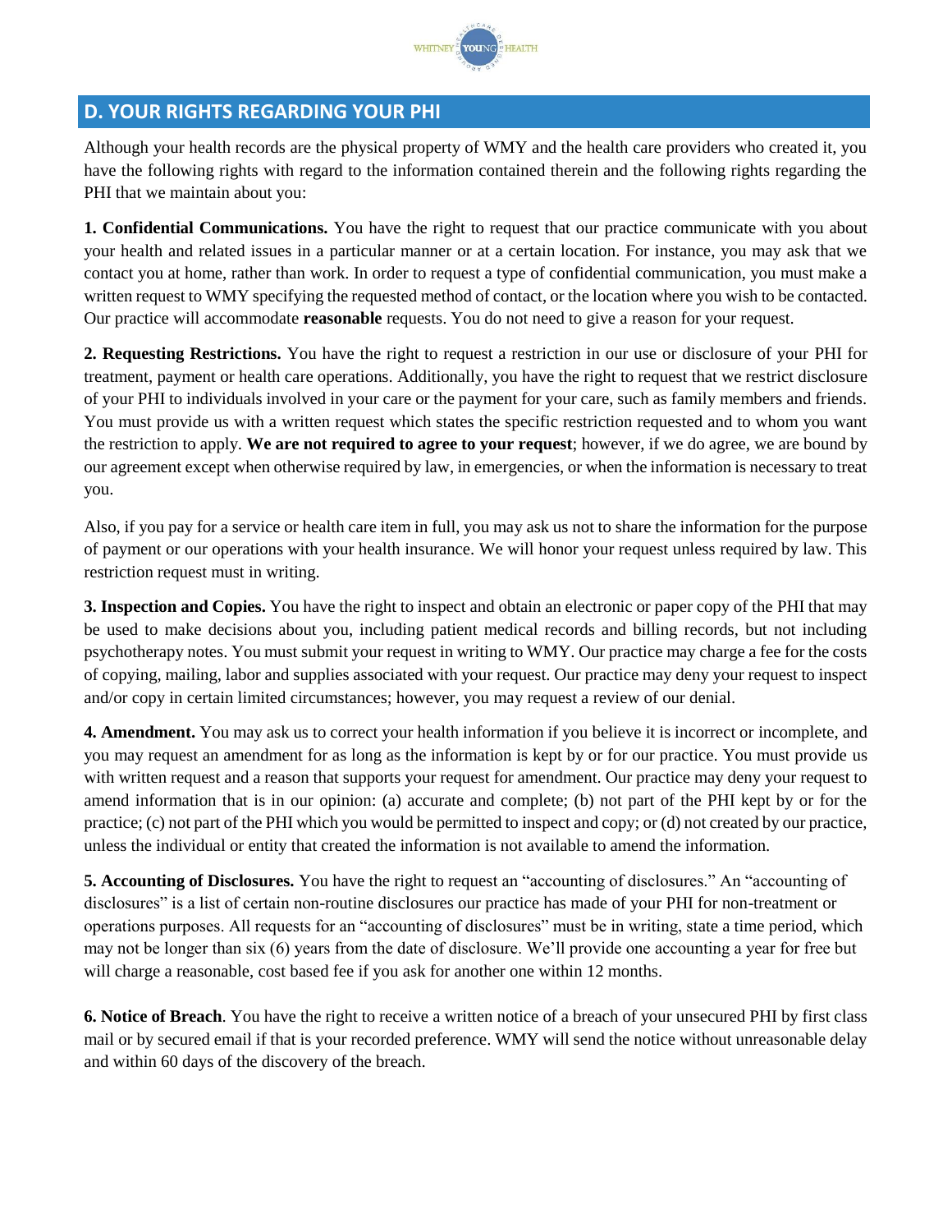## D. YOUR RIGHTS REGARDING YOUR PHI

Although your health records are the physical property of WMY and the health care providers who created it, you have the following rights with regard to the information contained therein and the following rights regarding the PHI that we maintain about you:

**1. Confidential Communications.** You have the right to request that our practice communicate with you about your health and related issues in a particular manner or at a certain location. For instance, you may ask that we contact you at home, rather than work. In order to request a type of confidential communication, you must make a written request to WMY specifying the requested method of contact, or the location where you wish to be contacted. Our practice will accommodate **reasonable** requests. You do not need to give a reason for your request.

**2. Requesting Restrictions.** You have the right to request a restriction in our use or disclosure of your PHI for treatment, payment or health care operations. Additionally, you have the right to request that we restrict disclosure of your PHI to individuals involved in your care or the payment for your care, such as family members and friends. You must provide us with a written request which states the specific restriction requested and to whom you want the restriction to apply. **We are not required to agree to your request**; however, if we do agree, we are bound by our agreement except when otherwise required by law, in emergencies, or when the information is necessary to treat you.

Also, if you pay for a service or health care item in full, you may ask us not to share the information for the purpose of payment or our operations with your health insurance. We will honor your request unless required by law. This restriction request must in writing.

**3. Inspection and Copies.** You have the right to inspect and obtain an electronic or paper copy of the PHI that may be used to make decisions about you, including patient medical records and billing records, but not including psychotherapy notes. You must submit your request in writing to WMY. Our practice may charge a fee for the costs of copying, mailing, labor and supplies associated with your request. Our practice may deny your request to inspect and/or copy in certain limited circumstances; however, you may request a review of our denial.

**4. Amendment.** You may ask us to correct your health information if you believe it is incorrect or incomplete, and you may request an amendment for as long as the information is kept by or for our practice. You must provide us with written request and a reason that supports your request for amendment. Our practice may deny your request to amend information that is in our opinion: (a) accurate and complete; (b) not part of the PHI kept by or for the practice; (c) not part of the PHI which you would be permitted to inspect and copy; or (d) not created by our practice, unless the individual or entity that created the information is not available to amend the information.

**5. Accounting of Disclosures.** You have the right to request an "accounting of disclosures." An "accounting of disclosures" is a list of certain non-routine disclosures our practice has made of your PHI for non-treatment or operations purposes. All requests for an "accounting of disclosures" must be in writing, state a time period, which may not be longer than six (6) years from the date of disclosure. We'll provide one accounting a year for free but will charge a reasonable, cost based fee if you ask for another one within 12 months.

**6. Notice of Breach**. You have the right to receive a written notice of a breach of your unsecured PHI by first class mail or by secured email if that is your recorded preference. WMY will send the notice without unreasonable delay and within 60 days of the discovery of the breach.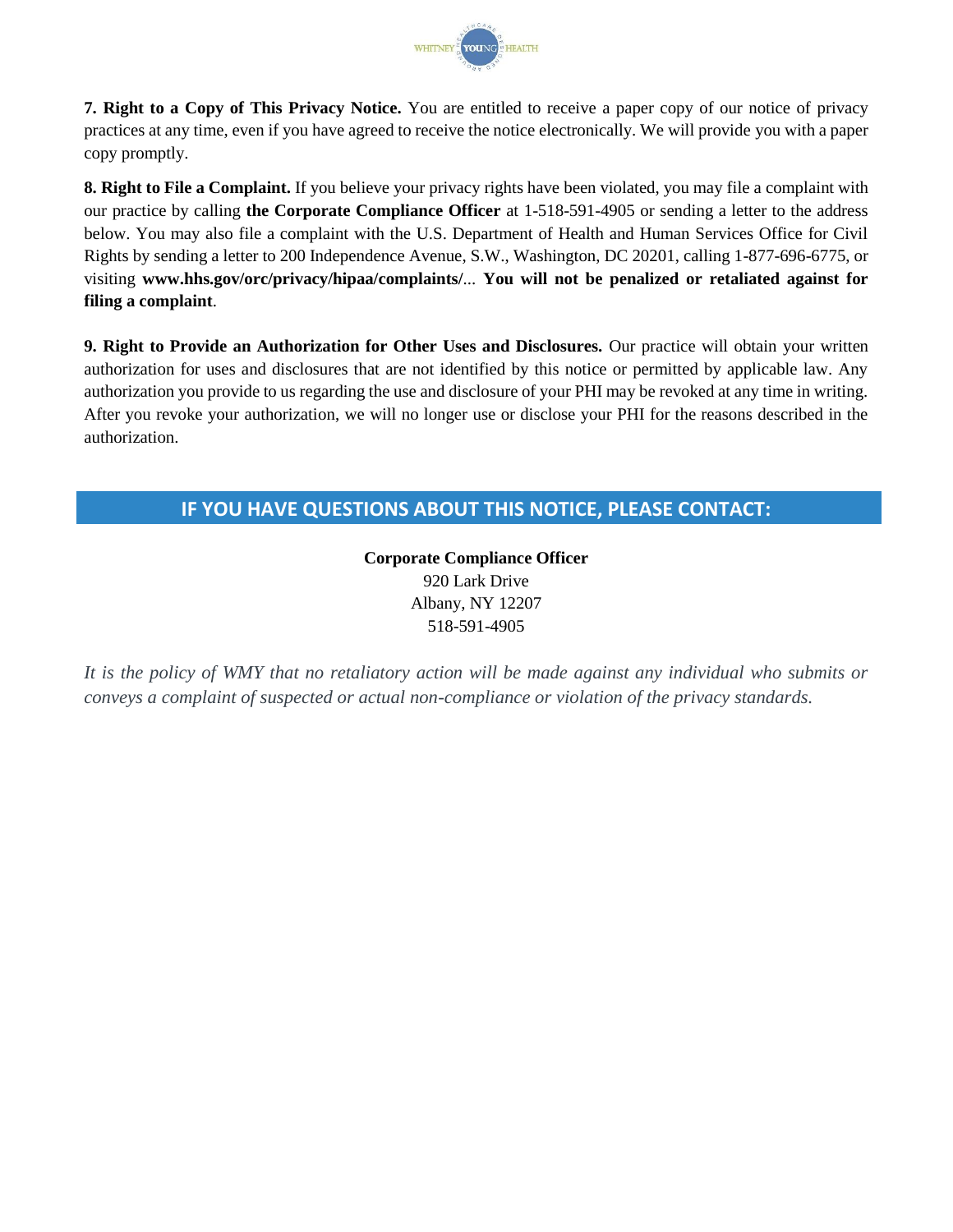**7. Right to a Copy of This Privacy Notice.** You are entitled to receive a paper copy of our notice of privacy practices at any time, even if you have agreed to receive the notice electronically. We will provide you with a paper copy promptly.

**8. Right to File a Complaint.** If you believe your privacy rights have been violated, you may file a complaint with our practice by calling **the Corporate Compliance Officer** at 1-518-591-4905 or sending a letter to the address below. You may also file a complaint with the U.S. Department of Health and Human Services Office for Civil Rights by sending a letter to 200 Independence Avenue, S.W., Washington, DC 20201, calling 1-877-696-6775, or visiting **www.hhs.gov/orc/privacy/hipaa/complaints/**... **You will not be penalized or retaliated against for filing a complaint**.

**9. Right to Provide an Authorization for Other Uses and Disclosures.** Our practice will obtain your written authorization for uses and disclosures that are not identified by this notice or permitted by applicable law. Any authorization you provide to us regarding the use and disclosure of your PHI may be revoked at any time in writing. After you revoke your authorization, we will no longer use or disclose your PHI for the reasons described in the authorization.

## IF YOU HAVE QUESTIONS ABOUT THIS NOTICE, PLEASE CONTACT:

**Corporate Compliance Officer**
920 Lark Drive
Albany, NY 12207
518-591-4905

*It is the policy of WMY that no retaliatory action will be made against any individual who submits or conveys a complaint of suspected or actual non-compliance or violation of the privacy standards.*